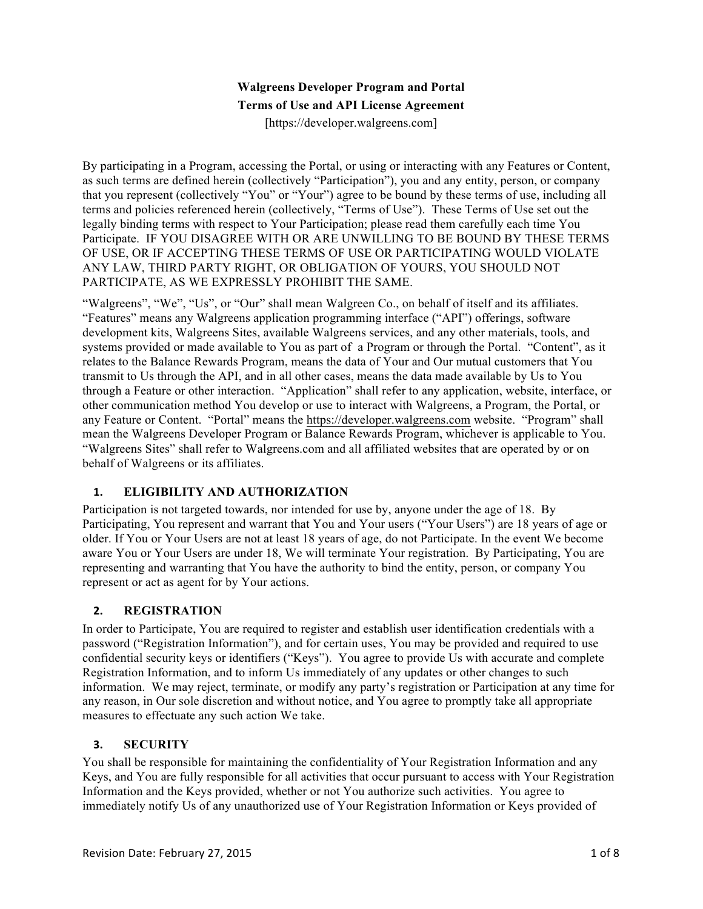**Walgreens Developer Program and Portal**
**Terms of Use and API License Agreement**
[https://developer.walgreens.com]

By participating in a Program, accessing the Portal, or using or interacting with any Features or Content, as such terms are defined herein (collectively "Participation"), you and any entity, person, or company that you represent (collectively "You" or "Your") agree to be bound by these terms of use, including all terms and policies referenced herein (collectively, "Terms of Use"). These Terms of Use set out the legally binding terms with respect to Your Participation; please read them carefully each time You Participate. IF YOU DISAGREE WITH OR ARE UNWILLING TO BE BOUND BY THESE TERMS OF USE, OR IF ACCEPTING THESE TERMS OF USE OR PARTICIPATING WOULD VIOLATE ANY LAW, THIRD PARTY RIGHT, OR OBLIGATION OF YOURS, YOU SHOULD NOT PARTICIPATE, AS WE EXPRESSLY PROHIBIT THE SAME.

"Walgreens", "We", "Us", or "Our" shall mean Walgreen Co., on behalf of itself and its affiliates. "Features" means any Walgreens application programming interface ("API") offerings, software development kits, Walgreens Sites, available Walgreens services, and any other materials, tools, and systems provided or made available to You as part of a Program or through the Portal. "Content", as it relates to the Balance Rewards Program, means the data of Your and Our mutual customers that You transmit to Us through the API, and in all other cases, means the data made available by Us to You through a Feature or other interaction. "Application" shall refer to any application, website, interface, or other communication method You develop or use to interact with Walgreens, a Program, the Portal, or any Feature or Content. "Portal" means the https://developer.walgreens.com website. "Program" shall mean the Walgreens Developer Program or Balance Rewards Program, whichever is applicable to You. "Walgreens Sites" shall refer to Walgreens.com and all affiliated websites that are operated by or on behalf of Walgreens or its affiliates.

## 1. ELIGIBILITY AND AUTHORIZATION

Participation is not targeted towards, nor intended for use by, anyone under the age of 18. By Participating, You represent and warrant that You and Your users ("Your Users") are 18 years of age or older. If You or Your Users are not at least 18 years of age, do not Participate. In the event We become aware You or Your Users are under 18, We will terminate Your registration. By Participating, You are representing and warranting that You have the authority to bind the entity, person, or company You represent or act as agent for by Your actions.

## 2. REGISTRATION

In order to Participate, You are required to register and establish user identification credentials with a password ("Registration Information"), and for certain uses, You may be provided and required to use confidential security keys or identifiers ("Keys"). You agree to provide Us with accurate and complete Registration Information, and to inform Us immediately of any updates or other changes to such information. We may reject, terminate, or modify any party's registration or Participation at any time for any reason, in Our sole discretion and without notice, and You agree to promptly take all appropriate measures to effectuate any such action We take.

## 3. SECURITY

You shall be responsible for maintaining the confidentiality of Your Registration Information and any Keys, and You are fully responsible for all activities that occur pursuant to access with Your Registration Information and the Keys provided, whether or not You authorize such activities. You agree to immediately notify Us of any unauthorized use of Your Registration Information or Keys provided of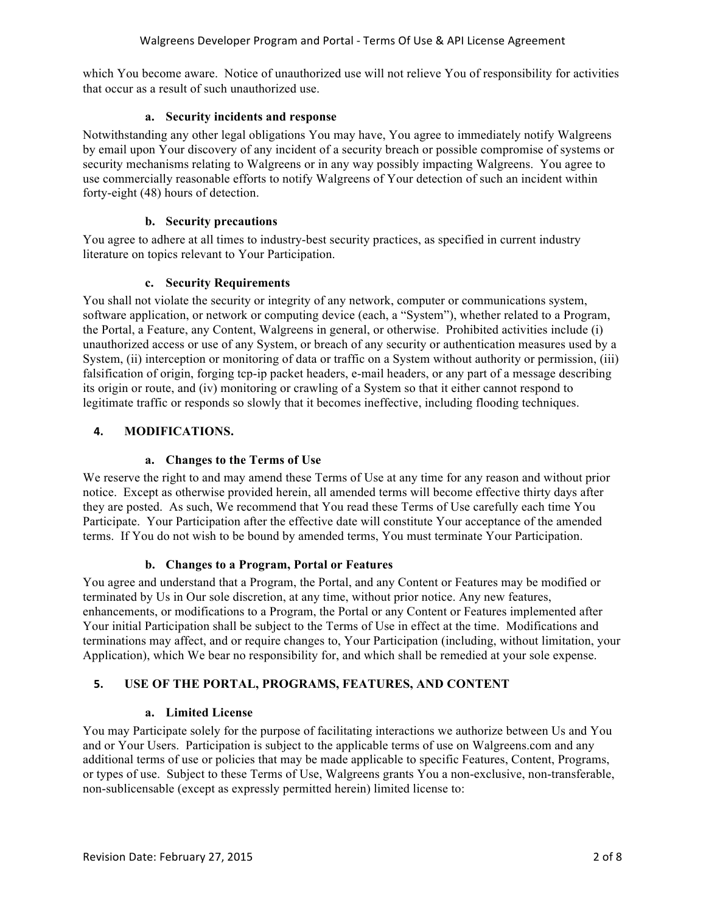which You become aware. Notice of unauthorized use will not relieve You of responsibility for activities that occur as a result of such unauthorized use.

### a. Security incidents and response

Notwithstanding any other legal obligations You may have, You agree to immediately notify Walgreens by email upon Your discovery of any incident of a security breach or possible compromise of systems or security mechanisms relating to Walgreens or in any way possibly impacting Walgreens. You agree to use commercially reasonable efforts to notify Walgreens of Your detection of such an incident within forty-eight (48) hours of detection.

### b. Security precautions

You agree to adhere at all times to industry-best security practices, as specified in current industry literature on topics relevant to Your Participation.

### c. Security Requirements

You shall not violate the security or integrity of any network, computer or communications system, software application, or network or computing device (each, a "System"), whether related to a Program, the Portal, a Feature, any Content, Walgreens in general, or otherwise. Prohibited activities include (i) unauthorized access or use of any System, or breach of any security or authentication measures used by a System, (ii) interception or monitoring of data or traffic on a System without authority or permission, (iii) falsification of origin, forging tcp-ip packet headers, e-mail headers, or any part of a message describing its origin or route, and (iv) monitoring or crawling of a System so that it either cannot respond to legitimate traffic or responds so slowly that it becomes ineffective, including flooding techniques.

## 4. MODIFICATIONS.

### a. Changes to the Terms of Use

We reserve the right to and may amend these Terms of Use at any time for any reason and without prior notice. Except as otherwise provided herein, all amended terms will become effective thirty days after they are posted. As such, We recommend that You read these Terms of Use carefully each time You Participate. Your Participation after the effective date will constitute Your acceptance of the amended terms. If You do not wish to be bound by amended terms, You must terminate Your Participation.

### b. Changes to a Program, Portal or Features

You agree and understand that a Program, the Portal, and any Content or Features may be modified or terminated by Us in Our sole discretion, at any time, without prior notice. Any new features, enhancements, or modifications to a Program, the Portal or any Content or Features implemented after Your initial Participation shall be subject to the Terms of Use in effect at the time. Modifications and terminations may affect, and or require changes to, Your Participation (including, without limitation, your Application), which We bear no responsibility for, and which shall be remedied at your sole expense.

## 5. USE OF THE PORTAL, PROGRAMS, FEATURES, AND CONTENT

### a. Limited License

You may Participate solely for the purpose of facilitating interactions we authorize between Us and You and or Your Users. Participation is subject to the applicable terms of use on Walgreens.com and any additional terms of use or policies that may be made applicable to specific Features, Content, Programs, or types of use. Subject to these Terms of Use, Walgreens grants You a non-exclusive, non-transferable, non-sublicensable (except as expressly permitted herein) limited license to: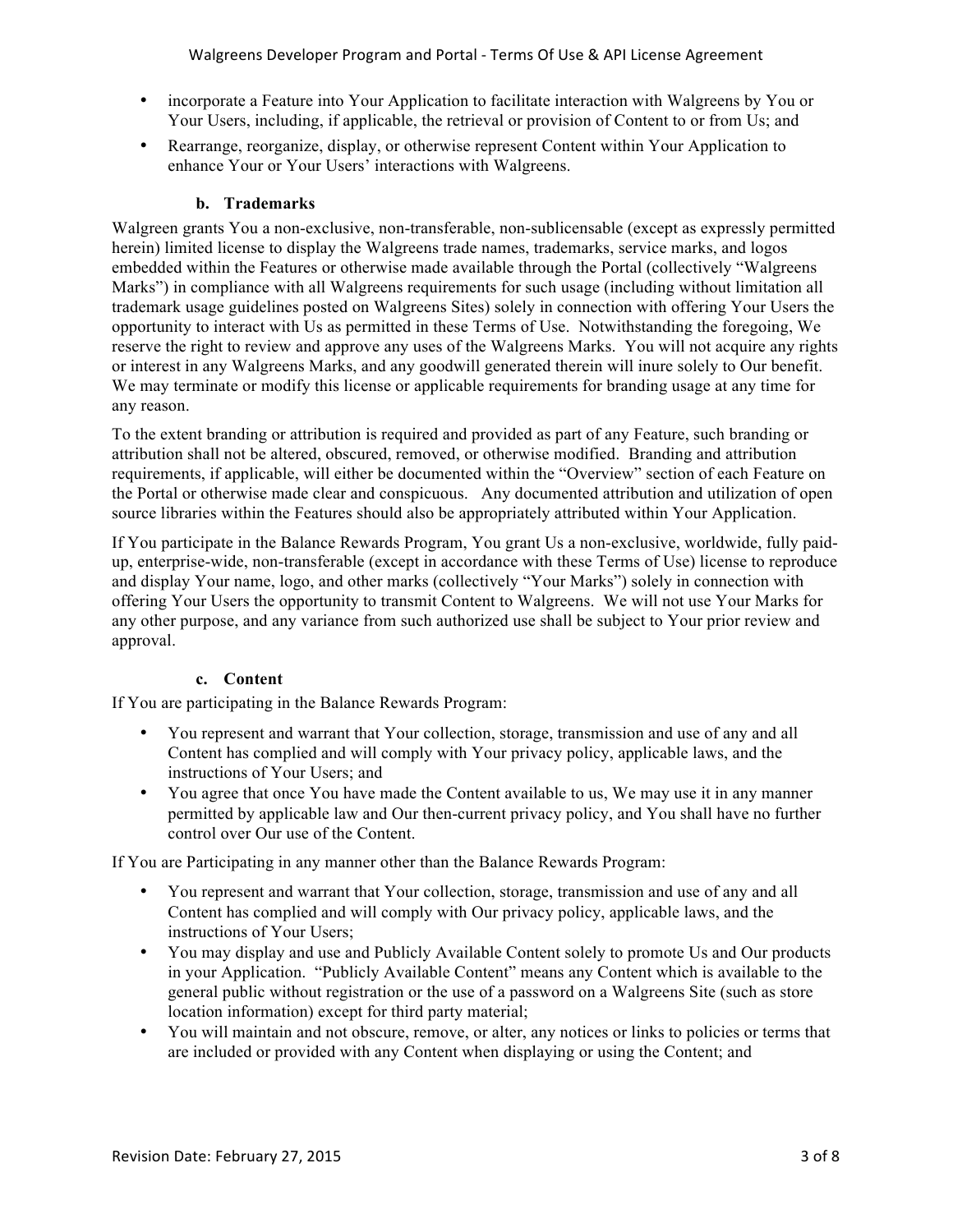- incorporate a Feature into Your Application to facilitate interaction with Walgreens by You or Your Users, including, if applicable, the retrieval or provision of Content to or from Us; and
- Rearrange, reorganize, display, or otherwise represent Content within Your Application to enhance Your or Your Users' interactions with Walgreens.

### b. Trademarks

Walgreen grants You a non-exclusive, non-transferable, non-sublicensable (except as expressly permitted herein) limited license to display the Walgreens trade names, trademarks, service marks, and logos embedded within the Features or otherwise made available through the Portal (collectively "Walgreens Marks") in compliance with all Walgreens requirements for such usage (including without limitation all trademark usage guidelines posted on Walgreens Sites) solely in connection with offering Your Users the opportunity to interact with Us as permitted in these Terms of Use. Notwithstanding the foregoing, We reserve the right to review and approve any uses of the Walgreens Marks. You will not acquire any rights or interest in any Walgreens Marks, and any goodwill generated therein will inure solely to Our benefit. We may terminate or modify this license or applicable requirements for branding usage at any time for any reason.

To the extent branding or attribution is required and provided as part of any Feature, such branding or attribution shall not be altered, obscured, removed, or otherwise modified. Branding and attribution requirements, if applicable, will either be documented within the "Overview" section of each Feature on the Portal or otherwise made clear and conspicuous. Any documented attribution and utilization of open source libraries within the Features should also be appropriately attributed within Your Application.

If You participate in the Balance Rewards Program, You grant Us a non-exclusive, worldwide, fully paid-up, enterprise-wide, non-transferable (except in accordance with these Terms of Use) license to reproduce and display Your name, logo, and other marks (collectively "Your Marks") solely in connection with offering Your Users the opportunity to transmit Content to Walgreens. We will not use Your Marks for any other purpose, and any variance from such authorized use shall be subject to Your prior review and approval.

### c. Content

If You are participating in the Balance Rewards Program:

- You represent and warrant that Your collection, storage, transmission and use of any and all Content has complied and will comply with Your privacy policy, applicable laws, and the instructions of Your Users; and
- You agree that once You have made the Content available to us, We may use it in any manner permitted by applicable law and Our then-current privacy policy, and You shall have no further control over Our use of the Content.

If You are Participating in any manner other than the Balance Rewards Program:

- You represent and warrant that Your collection, storage, transmission and use of any and all Content has complied and will comply with Our privacy policy, applicable laws, and the instructions of Your Users;
- You may display and use and Publicly Available Content solely to promote Us and Our products in your Application. "Publicly Available Content" means any Content which is available to the general public without registration or the use of a password on a Walgreens Site (such as store location information) except for third party material;
- You will maintain and not obscure, remove, or alter, any notices or links to policies or terms that are included or provided with any Content when displaying or using the Content; and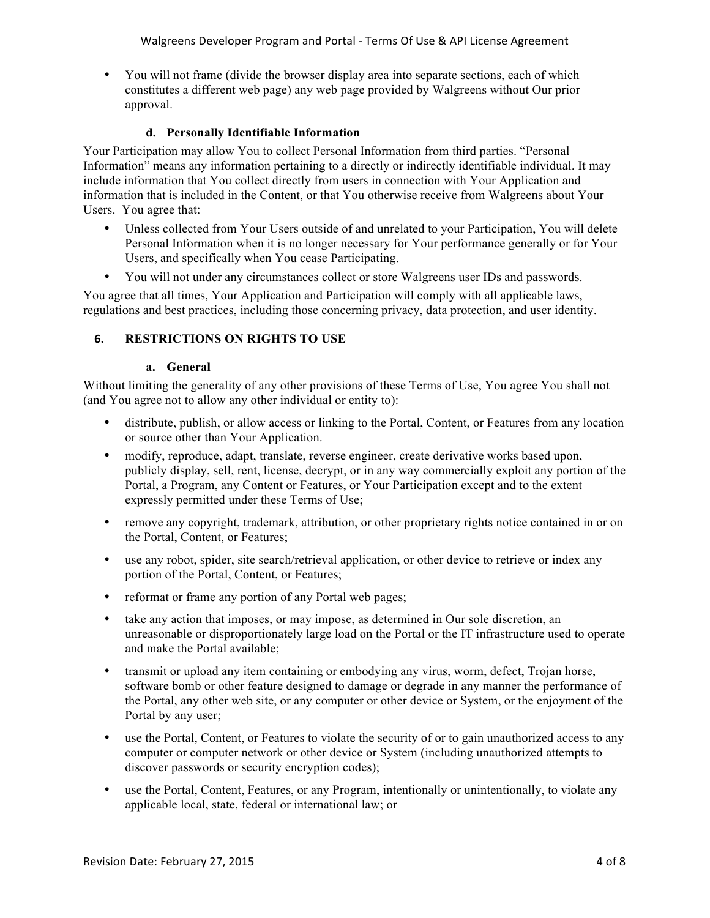- You will not frame (divide the browser display area into separate sections, each of which constitutes a different web page) any web page provided by Walgreens without Our prior approval.

#### d. Personally Identifiable Information

Your Participation may allow You to collect Personal Information from third parties. "Personal Information" means any information pertaining to a directly or indirectly identifiable individual. It may include information that You collect directly from users in connection with Your Application and information that is included in the Content, or that You otherwise receive from Walgreens about Your Users. You agree that:

- Unless collected from Your Users outside of and unrelated to your Participation, You will delete Personal Information when it is no longer necessary for Your performance generally or for Your Users, and specifically when You cease Participating.
- You will not under any circumstances collect or store Walgreens user IDs and passwords.

You agree that all times, Your Application and Participation will comply with all applicable laws, regulations and best practices, including those concerning privacy, data protection, and user identity.

### 6. RESTRICTIONS ON RIGHTS TO USE

#### a. General

Without limiting the generality of any other provisions of these Terms of Use, You agree You shall not (and You agree not to allow any other individual or entity to):

- distribute, publish, or allow access or linking to the Portal, Content, or Features from any location or source other than Your Application.
- modify, reproduce, adapt, translate, reverse engineer, create derivative works based upon, publicly display, sell, rent, license, decrypt, or in any way commercially exploit any portion of the Portal, a Program, any Content or Features, or Your Participation except and to the extent expressly permitted under these Terms of Use;
- remove any copyright, trademark, attribution, or other proprietary rights notice contained in or on the Portal, Content, or Features;
- use any robot, spider, site search/retrieval application, or other device to retrieve or index any portion of the Portal, Content, or Features;
- reformat or frame any portion of any Portal web pages;
- take any action that imposes, or may impose, as determined in Our sole discretion, an unreasonable or disproportionately large load on the Portal or the IT infrastructure used to operate and make the Portal available;
- transmit or upload any item containing or embodying any virus, worm, defect, Trojan horse, software bomb or other feature designed to damage or degrade in any manner the performance of the Portal, any other web site, or any computer or other device or System, or the enjoyment of the Portal by any user;
- use the Portal, Content, or Features to violate the security of or to gain unauthorized access to any computer or computer network or other device or System (including unauthorized attempts to discover passwords or security encryption codes);
- use the Portal, Content, Features, or any Program, intentionally or unintentionally, to violate any applicable local, state, federal or international law; or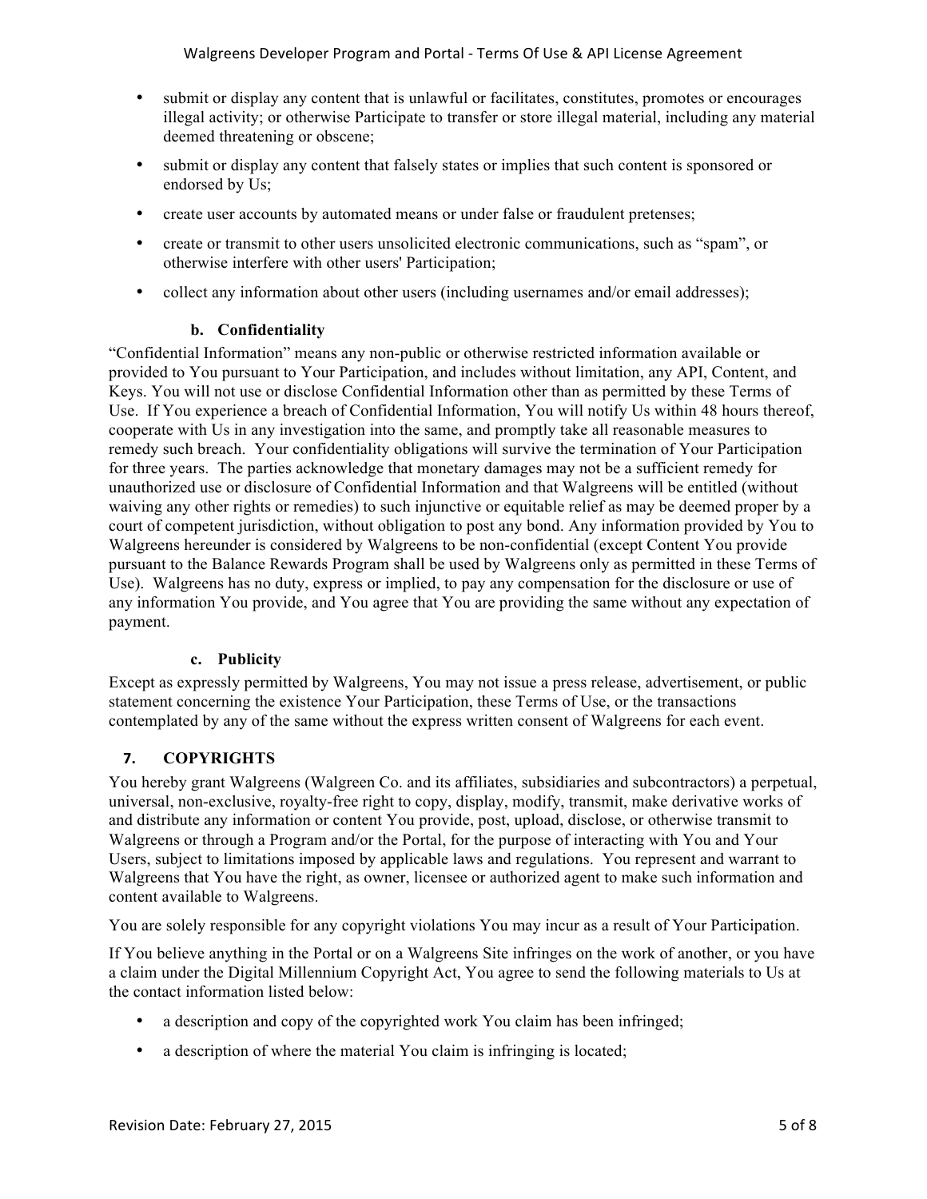- submit or display any content that is unlawful or facilitates, constitutes, promotes or encourages illegal activity; or otherwise Participate to transfer or store illegal material, including any material deemed threatening or obscene;
- submit or display any content that falsely states or implies that such content is sponsored or endorsed by Us;
- create user accounts by automated means or under false or fraudulent pretenses;
- create or transmit to other users unsolicited electronic communications, such as "spam", or otherwise interfere with other users' Participation;
- collect any information about other users (including usernames and/or email addresses);

### b. Confidentiality

"Confidential Information" means any non-public or otherwise restricted information available or provided to You pursuant to Your Participation, and includes without limitation, any API, Content, and Keys. You will not use or disclose Confidential Information other than as permitted by these Terms of Use. If You experience a breach of Confidential Information, You will notify Us within 48 hours thereof, cooperate with Us in any investigation into the same, and promptly take all reasonable measures to remedy such breach. Your confidentiality obligations will survive the termination of Your Participation for three years. The parties acknowledge that monetary damages may not be a sufficient remedy for unauthorized use or disclosure of Confidential Information and that Walgreens will be entitled (without waiving any other rights or remedies) to such injunctive or equitable relief as may be deemed proper by a court of competent jurisdiction, without obligation to post any bond. Any information provided by You to Walgreens hereunder is considered by Walgreens to be non-confidential (except Content You provide pursuant to the Balance Rewards Program shall be used by Walgreens only as permitted in these Terms of Use). Walgreens has no duty, express or implied, to pay any compensation for the disclosure or use of any information You provide, and You agree that You are providing the same without any expectation of payment.

### c. Publicity

Except as expressly permitted by Walgreens, You may not issue a press release, advertisement, or public statement concerning the existence Your Participation, these Terms of Use, or the transactions contemplated by any of the same without the express written consent of Walgreens for each event.

## 7. COPYRIGHTS

You hereby grant Walgreens (Walgreen Co. and its affiliates, subsidiaries and subcontractors) a perpetual, universal, non-exclusive, royalty-free right to copy, display, modify, transmit, make derivative works of and distribute any information or content You provide, post, upload, disclose, or otherwise transmit to Walgreens or through a Program and/or the Portal, for the purpose of interacting with You and Your Users, subject to limitations imposed by applicable laws and regulations. You represent and warrant to Walgreens that You have the right, as owner, licensee or authorized agent to make such information and content available to Walgreens.

You are solely responsible for any copyright violations You may incur as a result of Your Participation.

If You believe anything in the Portal or on a Walgreens Site infringes on the work of another, or you have a claim under the Digital Millennium Copyright Act, You agree to send the following materials to Us at the contact information listed below:

- a description and copy of the copyrighted work You claim has been infringed;
- a description of where the material You claim is infringing is located;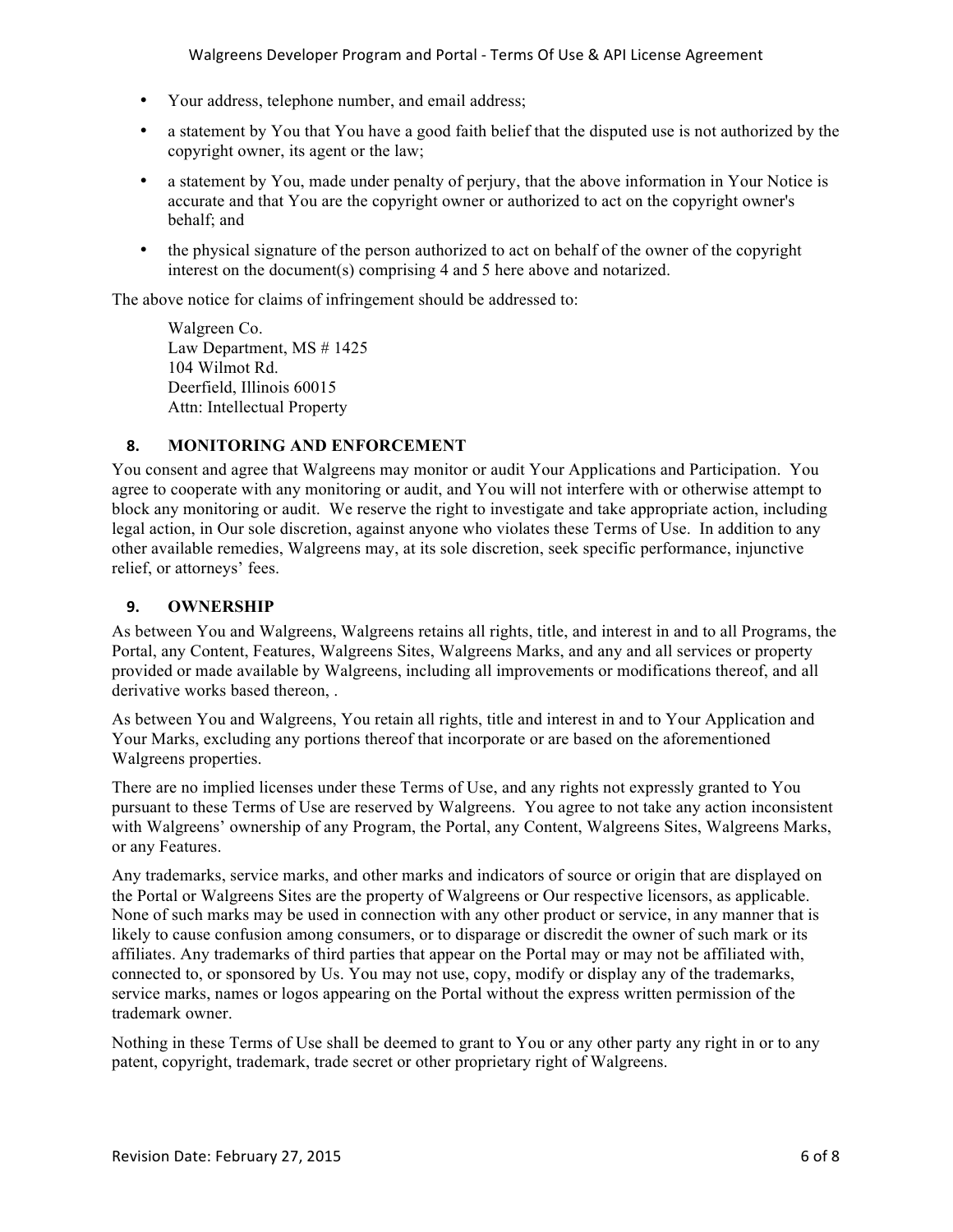- Your address, telephone number, and email address;
- a statement by You that You have a good faith belief that the disputed use is not authorized by the copyright owner, its agent or the law;
- a statement by You, made under penalty of perjury, that the above information in Your Notice is accurate and that You are the copyright owner or authorized to act on the copyright owner's behalf; and
- the physical signature of the person authorized to act on behalf of the owner of the copyright interest on the document(s) comprising 4 and 5 here above and notarized.

The above notice for claims of infringement should be addressed to:

Walgreen Co.
Law Department, MS # 1425
104 Wilmot Rd.
Deerfield, Illinois 60015
Attn: Intellectual Property

## 8. MONITORING AND ENFORCEMENT

You consent and agree that Walgreens may monitor or audit Your Applications and Participation. You agree to cooperate with any monitoring or audit, and You will not interfere with or otherwise attempt to block any monitoring or audit. We reserve the right to investigate and take appropriate action, including legal action, in Our sole discretion, against anyone who violates these Terms of Use. In addition to any other available remedies, Walgreens may, at its sole discretion, seek specific performance, injunctive relief, or attorneys' fees.

## 9. OWNERSHIP

As between You and Walgreens, Walgreens retains all rights, title, and interest in and to all Programs, the Portal, any Content, Features, Walgreens Sites, Walgreens Marks, and any and all services or property provided or made available by Walgreens, including all improvements or modifications thereof, and all derivative works based thereon, .

As between You and Walgreens, You retain all rights, title and interest in and to Your Application and Your Marks, excluding any portions thereof that incorporate or are based on the aforementioned Walgreens properties.

There are no implied licenses under these Terms of Use, and any rights not expressly granted to You pursuant to these Terms of Use are reserved by Walgreens. You agree to not take any action inconsistent with Walgreens' ownership of any Program, the Portal, any Content, Walgreens Sites, Walgreens Marks, or any Features.

Any trademarks, service marks, and other marks and indicators of source or origin that are displayed on the Portal or Walgreens Sites are the property of Walgreens or Our respective licensors, as applicable. None of such marks may be used in connection with any other product or service, in any manner that is likely to cause confusion among consumers, or to disparage or discredit the owner of such mark or its affiliates. Any trademarks of third parties that appear on the Portal may or may not be affiliated with, connected to, or sponsored by Us. You may not use, copy, modify or display any of the trademarks, service marks, names or logos appearing on the Portal without the express written permission of the trademark owner.

Nothing in these Terms of Use shall be deemed to grant to You or any other party any right in or to any patent, copyright, trademark, trade secret or other proprietary right of Walgreens.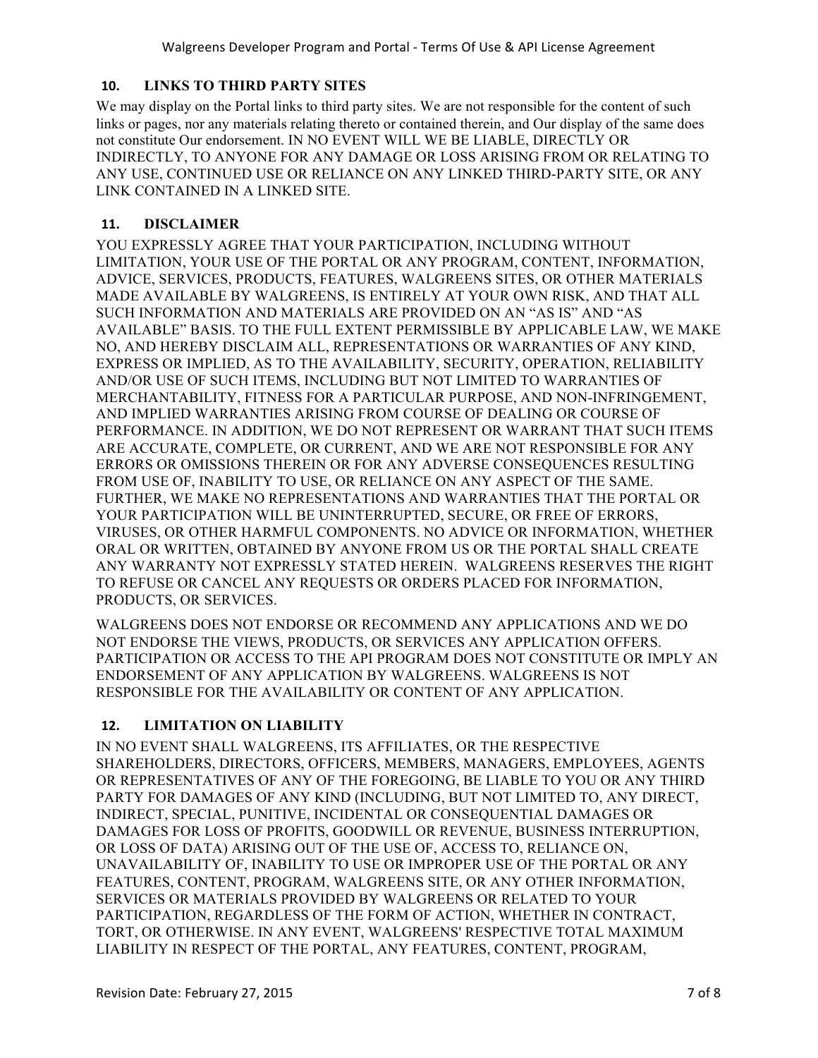## 10. LINKS TO THIRD PARTY SITES

We may display on the Portal links to third party sites. We are not responsible for the content of such links or pages, nor any materials relating thereto or contained therein, and Our display of the same does not constitute Our endorsement. IN NO EVENT WILL WE BE LIABLE, DIRECTLY OR INDIRECTLY, TO ANYONE FOR ANY DAMAGE OR LOSS ARISING FROM OR RELATING TO ANY USE, CONTINUED USE OR RELIANCE ON ANY LINKED THIRD-PARTY SITE, OR ANY LINK CONTAINED IN A LINKED SITE.

## 11. DISCLAIMER

YOU EXPRESSLY AGREE THAT YOUR PARTICIPATION, INCLUDING WITHOUT LIMITATION, YOUR USE OF THE PORTAL OR ANY PROGRAM, CONTENT, INFORMATION, ADVICE, SERVICES, PRODUCTS, FEATURES, WALGREENS SITES, OR OTHER MATERIALS MADE AVAILABLE BY WALGREENS, IS ENTIRELY AT YOUR OWN RISK, AND THAT ALL SUCH INFORMATION AND MATERIALS ARE PROVIDED ON AN "AS IS" AND "AS AVAILABLE" BASIS. TO THE FULL EXTENT PERMISSIBLE BY APPLICABLE LAW, WE MAKE NO, AND HEREBY DISCLAIM ALL, REPRESENTATIONS OR WARRANTIES OF ANY KIND, EXPRESS OR IMPLIED, AS TO THE AVAILABILITY, SECURITY, OPERATION, RELIABILITY AND/OR USE OF SUCH ITEMS, INCLUDING BUT NOT LIMITED TO WARRANTIES OF MERCHANTABILITY, FITNESS FOR A PARTICULAR PURPOSE, AND NON-INFRINGEMENT, AND IMPLIED WARRANTIES ARISING FROM COURSE OF DEALING OR COURSE OF PERFORMANCE. IN ADDITION, WE DO NOT REPRESENT OR WARRANT THAT SUCH ITEMS ARE ACCURATE, COMPLETE, OR CURRENT, AND WE ARE NOT RESPONSIBLE FOR ANY ERRORS OR OMISSIONS THEREIN OR FOR ANY ADVERSE CONSEQUENCES RESULTING FROM USE OF, INABILITY TO USE, OR RELIANCE ON ANY ASPECT OF THE SAME. FURTHER, WE MAKE NO REPRESENTATIONS AND WARRANTIES THAT THE PORTAL OR YOUR PARTICIPATION WILL BE UNINTERRUPTED, SECURE, OR FREE OF ERRORS, VIRUSES, OR OTHER HARMFUL COMPONENTS. NO ADVICE OR INFORMATION, WHETHER ORAL OR WRITTEN, OBTAINED BY ANYONE FROM US OR THE PORTAL SHALL CREATE ANY WARRANTY NOT EXPRESSLY STATED HEREIN. WALGREENS RESERVES THE RIGHT TO REFUSE OR CANCEL ANY REQUESTS OR ORDERS PLACED FOR INFORMATION, PRODUCTS, OR SERVICES.

WALGREENS DOES NOT ENDORSE OR RECOMMEND ANY APPLICATIONS AND WE DO NOT ENDORSE THE VIEWS, PRODUCTS, OR SERVICES ANY APPLICATION OFFERS. PARTICIPATION OR ACCESS TO THE API PROGRAM DOES NOT CONSTITUTE OR IMPLY AN ENDORSEMENT OF ANY APPLICATION BY WALGREENS. WALGREENS IS NOT RESPONSIBLE FOR THE AVAILABILITY OR CONTENT OF ANY APPLICATION.

## 12. LIMITATION ON LIABILITY

IN NO EVENT SHALL WALGREENS, ITS AFFILIATES, OR THE RESPECTIVE SHAREHOLDERS, DIRECTORS, OFFICERS, MEMBERS, MANAGERS, EMPLOYEES, AGENTS OR REPRESENTATIVES OF ANY OF THE FOREGOING, BE LIABLE TO YOU OR ANY THIRD PARTY FOR DAMAGES OF ANY KIND (INCLUDING, BUT NOT LIMITED TO, ANY DIRECT, INDIRECT, SPECIAL, PUNITIVE, INCIDENTAL OR CONSEQUENTIAL DAMAGES OR DAMAGES FOR LOSS OF PROFITS, GOODWILL OR REVENUE, BUSINESS INTERRUPTION, OR LOSS OF DATA) ARISING OUT OF THE USE OF, ACCESS TO, RELIANCE ON, UNAVAILABILITY OF, INABILITY TO USE OR IMPROPER USE OF THE PORTAL OR ANY FEATURES, CONTENT, PROGRAM, WALGREENS SITE, OR ANY OTHER INFORMATION, SERVICES OR MATERIALS PROVIDED BY WALGREENS OR RELATED TO YOUR PARTICIPATION, REGARDLESS OF THE FORM OF ACTION, WHETHER IN CONTRACT, TORT, OR OTHERWISE. IN ANY EVENT, WALGREENS' RESPECTIVE TOTAL MAXIMUM LIABILITY IN RESPECT OF THE PORTAL, ANY FEATURES, CONTENT, PROGRAM,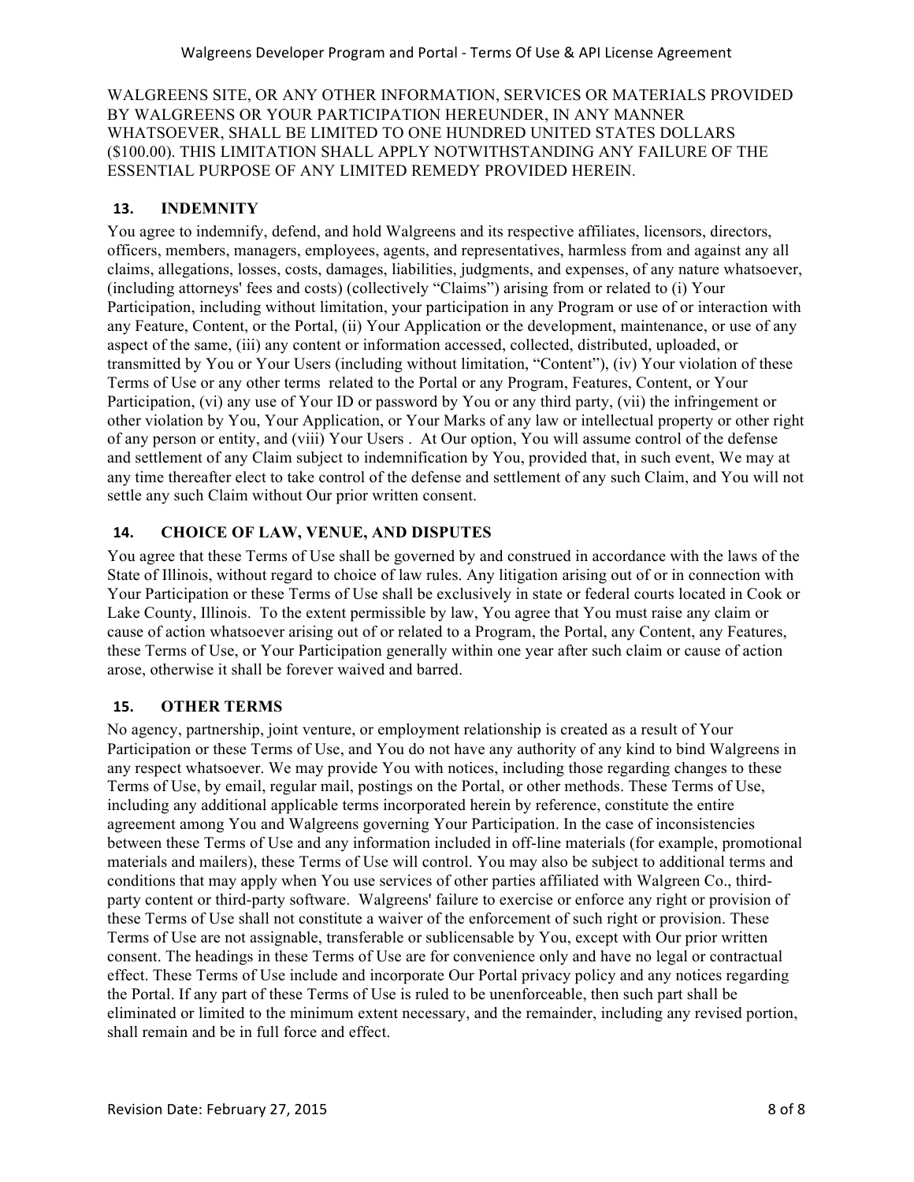WALGREENS SITE, OR ANY OTHER INFORMATION, SERVICES OR MATERIALS PROVIDED BY WALGREENS OR YOUR PARTICIPATION HEREUNDER, IN ANY MANNER WHATSOEVER, SHALL BE LIMITED TO ONE HUNDRED UNITED STATES DOLLARS ($100.00). THIS LIMITATION SHALL APPLY NOTWITHSTANDING ANY FAILURE OF THE ESSENTIAL PURPOSE OF ANY LIMITED REMEDY PROVIDED HEREIN.

## 13. INDEMNITY

You agree to indemnify, defend, and hold Walgreens and its respective affiliates, licensors, directors, officers, members, managers, employees, agents, and representatives, harmless from and against any all claims, allegations, losses, costs, damages, liabilities, judgments, and expenses, of any nature whatsoever, (including attorneys' fees and costs) (collectively "Claims") arising from or related to (i) Your Participation, including without limitation, your participation in any Program or use of or interaction with any Feature, Content, or the Portal, (ii) Your Application or the development, maintenance, or use of any aspect of the same, (iii) any content or information accessed, collected, distributed, uploaded, or transmitted by You or Your Users (including without limitation, "Content"), (iv) Your violation of these Terms of Use or any other terms related to the Portal or any Program, Features, Content, or Your Participation, (vi) any use of Your ID or password by You or any third party, (vii) the infringement or other violation by You, Your Application, or Your Marks of any law or intellectual property or other right of any person or entity, and (viii) Your Users . At Our option, You will assume control of the defense and settlement of any Claim subject to indemnification by You, provided that, in such event, We may at any time thereafter elect to take control of the defense and settlement of any such Claim, and You will not settle any such Claim without Our prior written consent.

## 14. CHOICE OF LAW, VENUE, AND DISPUTES

You agree that these Terms of Use shall be governed by and construed in accordance with the laws of the State of Illinois, without regard to choice of law rules. Any litigation arising out of or in connection with Your Participation or these Terms of Use shall be exclusively in state or federal courts located in Cook or Lake County, Illinois. To the extent permissible by law, You agree that You must raise any claim or cause of action whatsoever arising out of or related to a Program, the Portal, any Content, any Features, these Terms of Use, or Your Participation generally within one year after such claim or cause of action arose, otherwise it shall be forever waived and barred.

## 15. OTHER TERMS

No agency, partnership, joint venture, or employment relationship is created as a result of Your Participation or these Terms of Use, and You do not have any authority of any kind to bind Walgreens in any respect whatsoever. We may provide You with notices, including those regarding changes to these Terms of Use, by email, regular mail, postings on the Portal, or other methods. These Terms of Use, including any additional applicable terms incorporated herein by reference, constitute the entire agreement among You and Walgreens governing Your Participation. In the case of inconsistencies between these Terms of Use and any information included in off-line materials (for example, promotional materials and mailers), these Terms of Use will control. You may also be subject to additional terms and conditions that may apply when You use services of other parties affiliated with Walgreen Co., third-party content or third-party software. Walgreens' failure to exercise or enforce any right or provision of these Terms of Use shall not constitute a waiver of the enforcement of such right or provision. These Terms of Use are not assignable, transferable or sublicensable by You, except with Our prior written consent. The headings in these Terms of Use are for convenience only and have no legal or contractual effect. These Terms of Use include and incorporate Our Portal privacy policy and any notices regarding the Portal. If any part of these Terms of Use is ruled to be unenforceable, then such part shall be eliminated or limited to the minimum extent necessary, and the remainder, including any revised portion, shall remain and be in full force and effect.

Revision Date: February 27, 2015